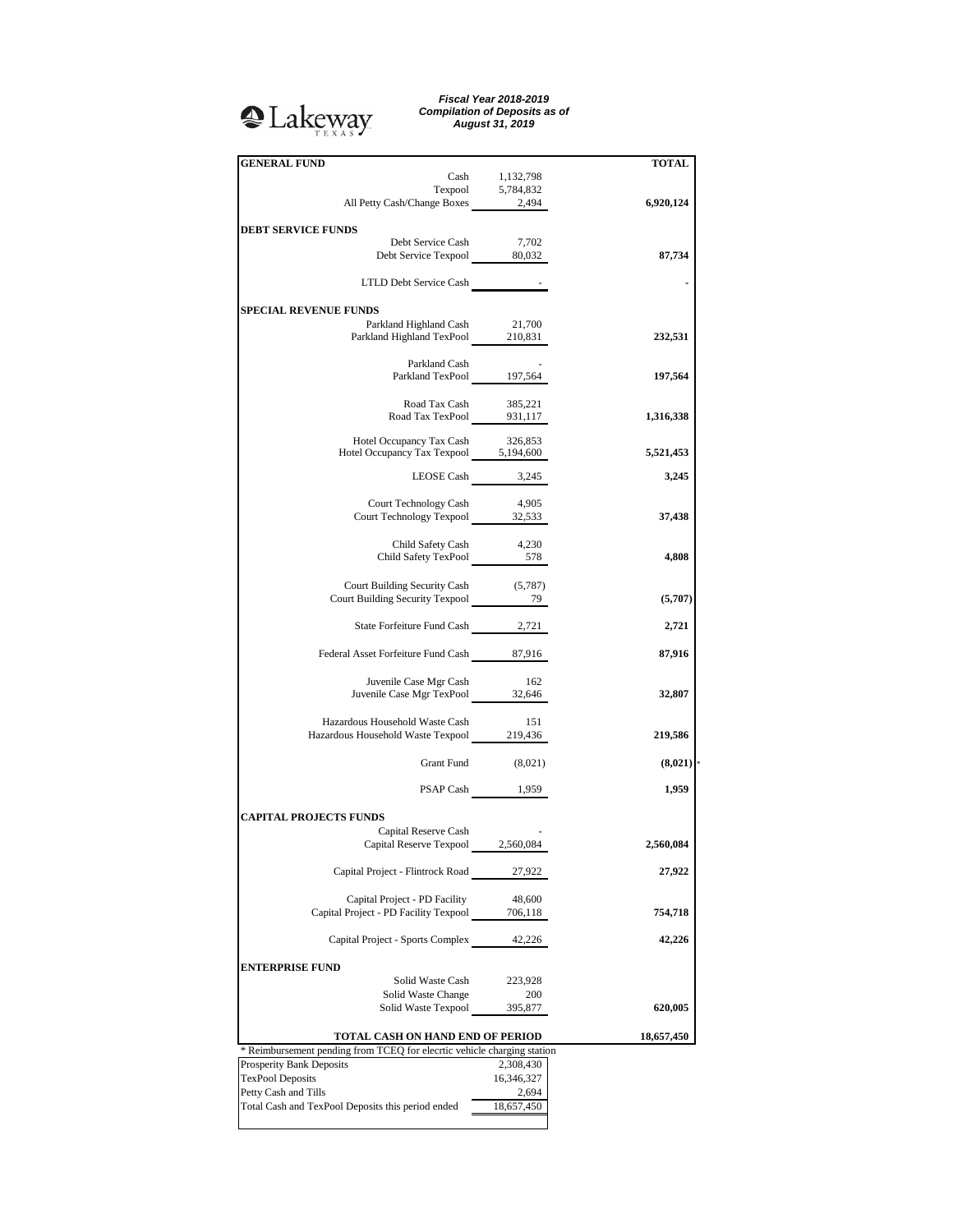Lakeway TEXAS

***Fiscal Year 2018-2019***
***Compilation of Deposits as of***
***August 31, 2019***

| **GENERAL FUND** | | **TOTAL** |
|---|---|---|
| Cash | 1,132,798 | |
| Texpool | 5,784,832 | |
| All Petty Cash/Change Boxes | 2,494 | **6,920,124** |
| **DEBT SERVICE FUNDS** | | |
| Debt Service Cash | 7,702 | |
| Debt Service Texpool | 80,032 | **87,734** |
| LTLD Debt Service Cash | - | **-** |
| **SPECIAL REVENUE FUNDS** | | |
| Parkland Highland Cash | 21,700 | |
| Parkland Highland TexPool | 210,831 | **232,531** |
| Parkland Cash | - | |
| Parkland TexPool | 197,564 | **197,564** |
| Road Tax Cash | 385,221 | |
| Road Tax TexPool | 931,117 | **1,316,338** |
| Hotel Occupancy Tax Cash | 326,853 | |
| Hotel Occupancy Tax Texpool | 5,194,600 | **5,521,453** |
| LEOSE Cash | 3,245 | **3,245** |
| Court Technology Cash | 4,905 | |
| Court Technology Texpool | 32,533 | **37,438** |
| Child Safety Cash | 4,230 | |
| Child Safety TexPool | 578 | **4,808** |
| Court Building Security Cash | (5,787) | |
| Court Building Security Texpool | 79 | **(5,707)** |
| State Forfeiture Fund Cash | 2,721 | **2,721** |
| Federal Asset Forfeiture Fund Cash | 87,916 | **87,916** |
| Juvenile Case Mgr Cash | 162 | |
| Juvenile Case Mgr TexPool | 32,646 | **32,807** |
| Hazardous Household Waste Cash | 151 | |
| Hazardous Household Waste Texpool | 219,436 | **219,586** |
| Grant Fund | (8,021) | **(8,021)** * |
| PSAP Cash | 1,959 | **1,959** |
| **CAPITAL PROJECTS FUNDS** | | |
| Capital Reserve Cash | - | |
| Capital Reserve Texpool | 2,560,084 | **2,560,084** |
| Capital Project - Flintrock Road | 27,922 | **27,922** |
| Capital Project - PD Facility | 48,600 | |
| Capital Project - PD Facility Texpool | 706,118 | **754,718** |
| Capital Project - Sports Complex | 42,226 | **42,226** |
| **ENTERPRISE FUND** | | |
| Solid Waste Cash | 223,928 | |
| Solid Waste Change | 200 | |
| Solid Waste Texpool | 395,877 | **620,005** |
| **TOTAL CASH ON HAND END OF PERIOD** | | **18,657,450** |

\* Reimbursement pending from TCEQ for elecrtic vehicle charging station

| | |
|---|---|
| Prosperity Bank Deposits | 2,308,430 |
| TexPool Deposits | 16,346,327 |
| Petty Cash and Tills | 2,694 |
| Total Cash and TexPool Deposits this period ended | 18,657,450 |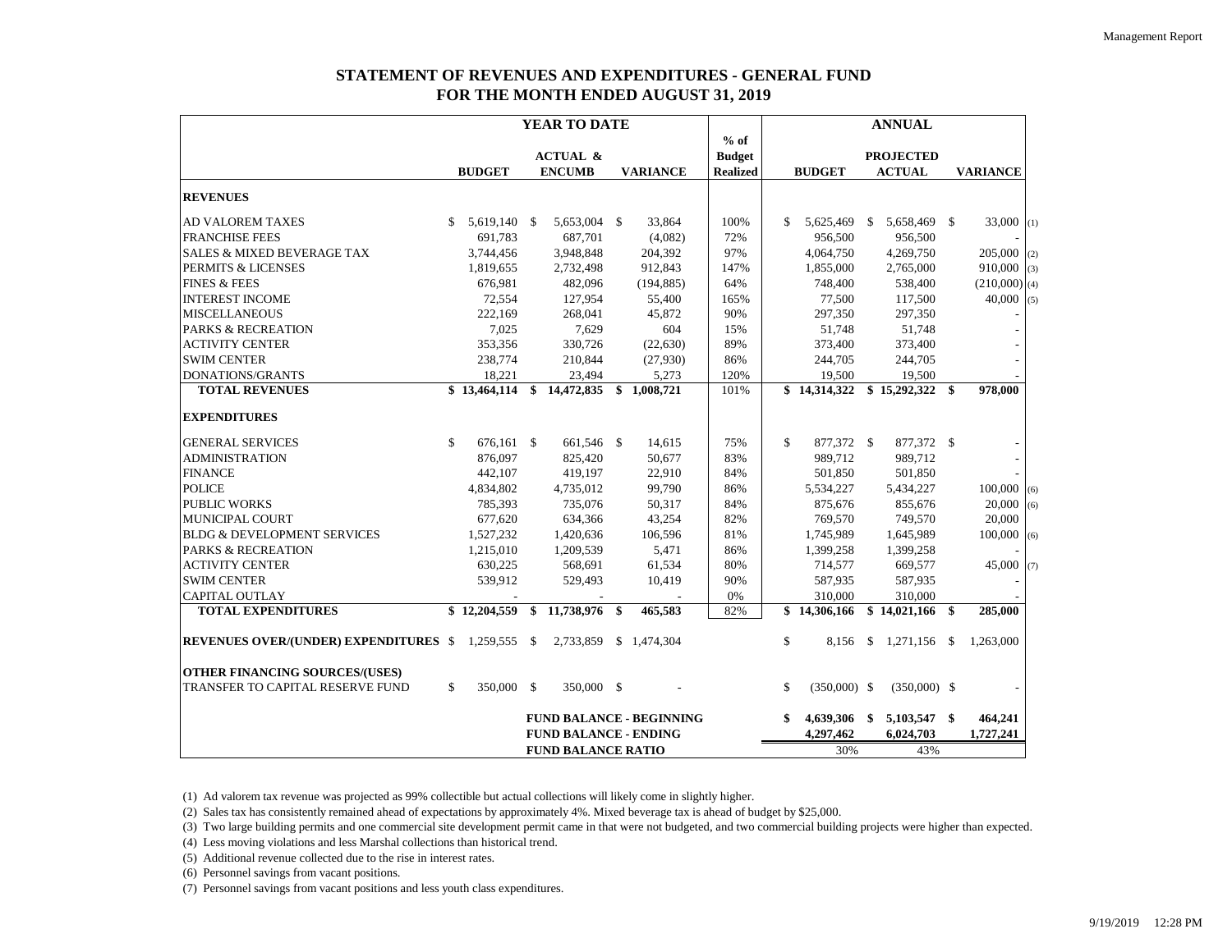# STATEMENT OF REVENUES AND EXPENDITURES - GENERAL FUND
## FOR THE MONTH ENDED AUGUST 31, 2019

| | YEAR TO DATE | | | % of | ANNUAL | | | |
|---|---|---|---|---|---|---|---|---|
| | BUDGET | ACTUAL & ENCUMB | VARIANCE | Budget Realized | BUDGET | PROJECTED ACTUAL | VARIANCE | |
| **REVENUES** | | | | | | | | |
| AD VALOREM TAXES | $ 5,619,140 | $ 5,653,004 | $ 33,864 | 100% | $ 5,625,469 | $ 5,658,469 | $ 33,000 | (1) |
| FRANCHISE FEES | 691,783 | 687,701 | (4,082) | 72% | 956,500 | 956,500 | - | |
| SALES & MIXED BEVERAGE TAX | 3,744,456 | 3,948,848 | 204,392 | 97% | 4,064,750 | 4,269,750 | 205,000 | (2) |
| PERMITS & LICENSES | 1,819,655 | 2,732,498 | 912,843 | 147% | 1,855,000 | 2,765,000 | 910,000 | (3) |
| FINES & FEES | 676,981 | 482,096 | (194,885) | 64% | 748,400 | 538,400 | (210,000) | (4) |
| INTEREST INCOME | 72,554 | 127,954 | 55,400 | 165% | 77,500 | 117,500 | 40,000 | (5) |
| MISCELLANEOUS | 222,169 | 268,041 | 45,872 | 90% | 297,350 | 297,350 | - | |
| PARKS & RECREATION | 7,025 | 7,629 | 604 | 15% | 51,748 | 51,748 | - | |
| ACTIVITY CENTER | 353,356 | 330,726 | (22,630) | 89% | 373,400 | 373,400 | - | |
| SWIM CENTER | 238,774 | 210,844 | (27,930) | 86% | 244,705 | 244,705 | - | |
| DONATIONS/GRANTS | 18,221 | 23,494 | 5,273 | 120% | 19,500 | 19,500 | - | |
| **TOTAL REVENUES** | **$ 13,464,114** | **$ 14,472,835** | **$ 1,008,721** | 101% | **$ 14,314,322** | **$ 15,292,322** | **$ 978,000** | |
| **EXPENDITURES** | | | | | | | | |
| GENERAL SERVICES | $ 676,161 | $ 661,546 | $ 14,615 | 75% | $ 877,372 | $ 877,372 | $ - | |
| ADMINISTRATION | 876,097 | 825,420 | 50,677 | 83% | 989,712 | 989,712 | - | |
| FINANCE | 442,107 | 419,197 | 22,910 | 84% | 501,850 | 501,850 | - | |
| POLICE | 4,834,802 | 4,735,012 | 99,790 | 86% | 5,534,227 | 5,434,227 | 100,000 | (6) |
| PUBLIC WORKS | 785,393 | 735,076 | 50,317 | 84% | 875,676 | 855,676 | 20,000 | (6) |
| MUNICIPAL COURT | 677,620 | 634,366 | 43,254 | 82% | 769,570 | 749,570 | 20,000 | |
| BLDG & DEVELOPMENT SERVICES | 1,527,232 | 1,420,636 | 106,596 | 81% | 1,745,989 | 1,645,989 | 100,000 | (6) |
| PARKS & RECREATION | 1,215,010 | 1,209,539 | 5,471 | 86% | 1,399,258 | 1,399,258 | - | |
| ACTIVITY CENTER | 630,225 | 568,691 | 61,534 | 80% | 714,577 | 669,577 | 45,000 | (7) |
| SWIM CENTER | 539,912 | 529,493 | 10,419 | 90% | 587,935 | 587,935 | - | |
| CAPITAL OUTLAY | - | - | - | 0% | 310,000 | 310,000 | - | |
| **TOTAL EXPENDITURES** | **$ 12,204,559** | **$ 11,738,976** | **$ 465,583** | 82% | **$ 14,306,166** | **$ 14,021,166** | **$ 285,000** | |
| **REVENUES OVER/(UNDER) EXPENDITURES** | $ 1,259,555 | $ 2,733,859 | $ 1,474,304 | | $ 8,156 | $ 1,271,156 | $ 1,263,000 | |
| **OTHER FINANCING SOURCES/(USES)** | | | | | | | | |
| TRANSFER TO CAPITAL RESERVE FUND | $ 350,000 | $ 350,000 | $ - | | $ (350,000) | $ (350,000) | $ - | |
| | | **FUND BALANCE - BEGINNING** | | | **$ 4,639,306** | **$ 5,103,547** | **$ 464,241** | |
| | | **FUND BALANCE - ENDING** | | | **4,297,462** | **6,024,703** | **1,727,241** | |
| | | **FUND BALANCE RATIO** | | | 30% | 43% | | |

(1) Ad valorem tax revenue was projected as 99% collectible but actual collections will likely come in slightly higher.

(2) Sales tax has consistently remained ahead of expectations by approximately 4%. Mixed beverage tax is ahead of budget by $25,000.

(3) Two large building permits and one commercial site development permit came in that were not budgeted, and two commercial building projects were higher than expected.

(4) Less moving violations and less Marshal collections than historical trend.

(5) Additional revenue collected due to the rise in interest rates.

(6) Personnel savings from vacant positions.

(7) Personnel savings from vacant positions and less youth class expenditures.